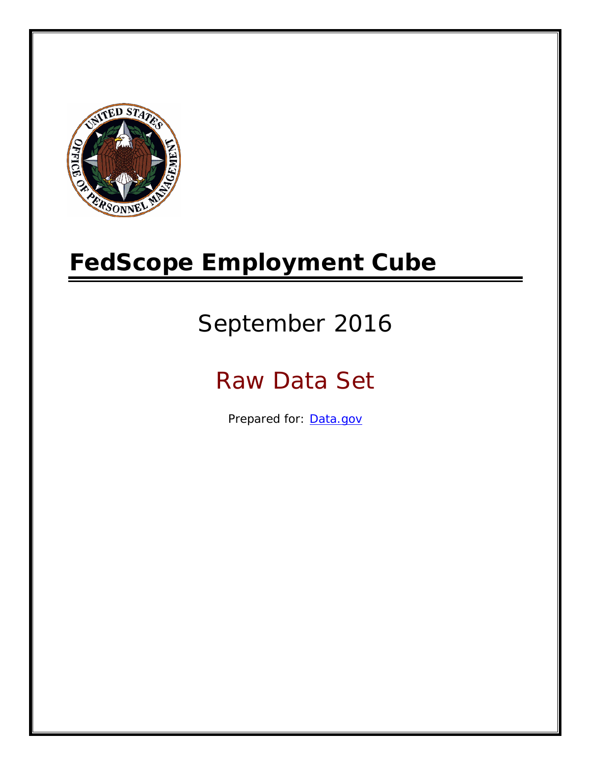# FedScope Employment Cube

## September 2016

## Raw Data Set

Prepared for: [Data.gov](Data.gov)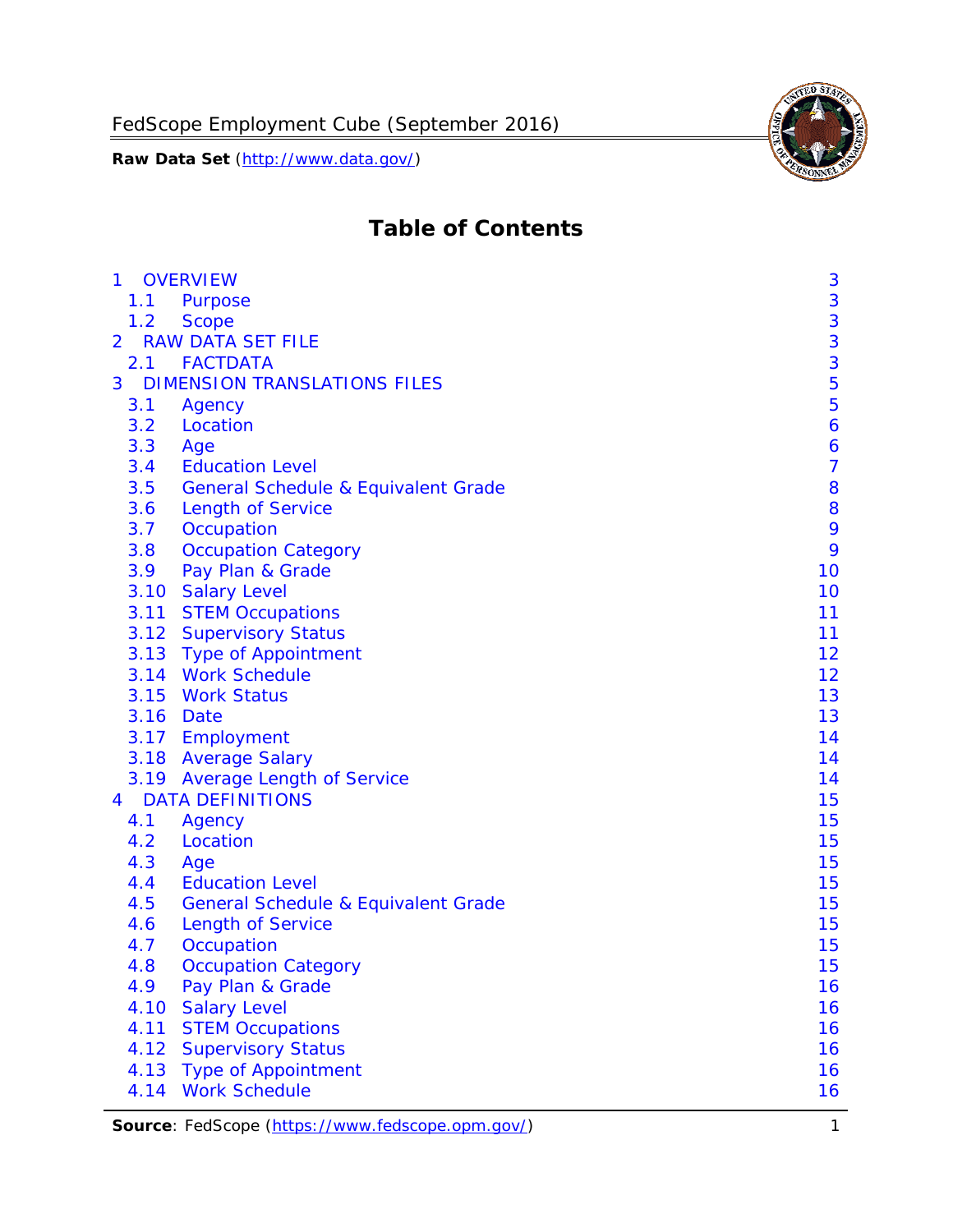# Table of Contents

| | | |
|---|---|---|
| 1 | OVERVIEW | 3 |
| 1.1 | Purpose | 3 |
| 1.2 | Scope | 3 |
| 2 | RAW DATA SET FILE | 3 |
| 2.1 | FACTDATA | 3 |
| 3 | DIMENSION TRANSLATIONS FILES | 5 |
| 3.1 | Agency | 5 |
| 3.2 | Location | 6 |
| 3.3 | Age | 6 |
| 3.4 | Education Level | 7 |
| 3.5 | General Schedule & Equivalent Grade | 8 |
| 3.6 | Length of Service | 8 |
| 3.7 | Occupation | 9 |
| 3.8 | Occupation Category | 9 |
| 3.9 | Pay Plan & Grade | 10 |
| 3.10 | Salary Level | 10 |
| 3.11 | STEM Occupations | 11 |
| 3.12 | Supervisory Status | 11 |
| 3.13 | Type of Appointment | 12 |
| 3.14 | Work Schedule | 12 |
| 3.15 | Work Status | 13 |
| 3.16 | Date | 13 |
| 3.17 | Employment | 14 |
| 3.18 | Average Salary | 14 |
| 3.19 | Average Length of Service | 14 |
| 4 | DATA DEFINITIONS | 15 |
| 4.1 | Agency | 15 |
| 4.2 | Location | 15 |
| 4.3 | Age | 15 |
| 4.4 | Education Level | 15 |
| 4.5 | General Schedule & Equivalent Grade | 15 |
| 4.6 | Length of Service | 15 |
| 4.7 | Occupation | 15 |
| 4.8 | Occupation Category | 15 |
| 4.9 | Pay Plan & Grade | 16 |
| 4.10 | Salary Level | 16 |
| 4.11 | STEM Occupations | 16 |
| 4.12 | Supervisory Status | 16 |
| 4.13 | Type of Appointment | 16 |
| 4.14 | Work Schedule | 16 |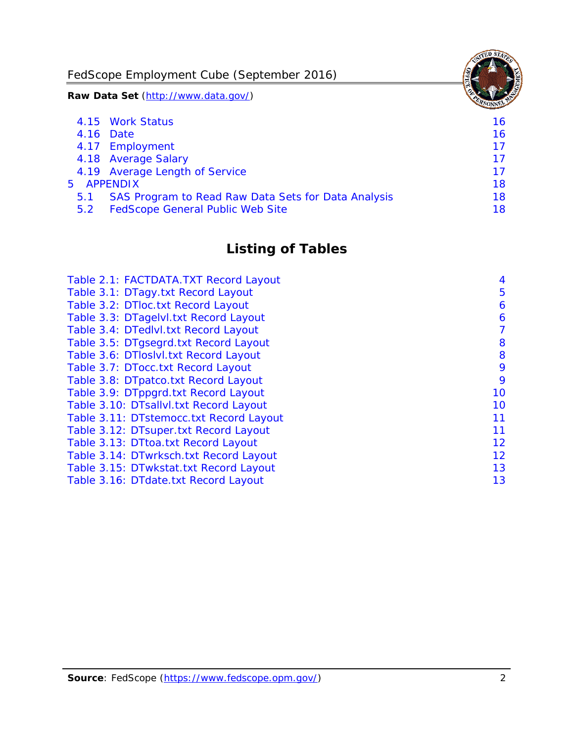4.15 Work Status 16
4.16 Date 16
4.17 Employment 17
4.18 Average Salary 17
4.19 Average Length of Service 17
5 APPENDIX 18
5.1 SAS Program to Read Raw Data Sets for Data Analysis 18
5.2 FedScope General Public Web Site 18

## Listing of Tables

Table 2.1: FACTDATA.TXT Record Layout 4
Table 3.1: DTagy.txt Record Layout 5
Table 3.2: DTloc.txt Record Layout 6
Table 3.3: DTagelvl.txt Record Layout 6
Table 3.4: DTedlvl.txt Record Layout 7
Table 3.5: DTgsegrd.txt Record Layout 8
Table 3.6: DTloslvl.txt Record Layout 8
Table 3.7: DTocc.txt Record Layout 9
Table 3.8: DTpatco.txt Record Layout 9
Table 3.9: DTppgrd.txt Record Layout 10
Table 3.10: DTsallvl.txt Record Layout 10
Table 3.11: DTstemocc.txt Record Layout 11
Table 3.12: DTsuper.txt Record Layout 11
Table 3.13: DTtoa.txt Record Layout 12
Table 3.14: DTwrksch.txt Record Layout 12
Table 3.15: DTwkstat.txt Record Layout 13
Table 3.16: DTdate.txt Record Layout 13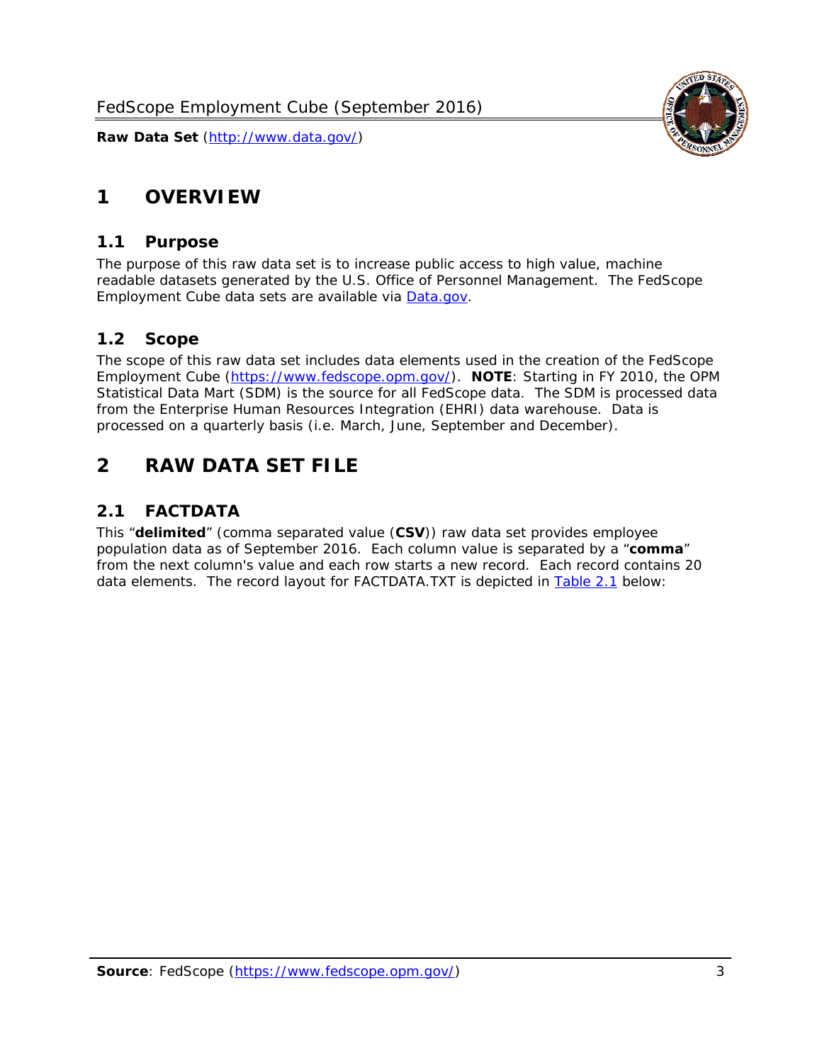# 1 OVERVIEW

## 1.1 Purpose

The purpose of this raw data set is to increase public access to high value, machine readable datasets generated by the U.S. Office of Personnel Management. The FedScope Employment Cube data sets are available via [Data.gov](http://www.data.gov/).

## 1.2 Scope

The scope of this raw data set includes data elements used in the creation of the FedScope Employment Cube ([https://www.fedscope.opm.gov/](https://www.fedscope.opm.gov/)). **NOTE**: Starting in FY 2010, the OPM Statistical Data Mart (SDM) is the source for all FedScope data. The SDM is processed data from the Enterprise Human Resources Integration (EHRI) data warehouse. Data is processed on a quarterly basis (i.e. March, June, September and December).

# 2 RAW DATA SET FILE

## 2.1 FACTDATA

This "**delimited**" (comma separated value (**CSV**)) raw data set provides employee population data as of September 2016. Each column value is separated by a "**comma**" from the next column's value and each row starts a new record. Each record contains 20 data elements. The record layout for FACTDATA.TXT is depicted in Table 2.1 below: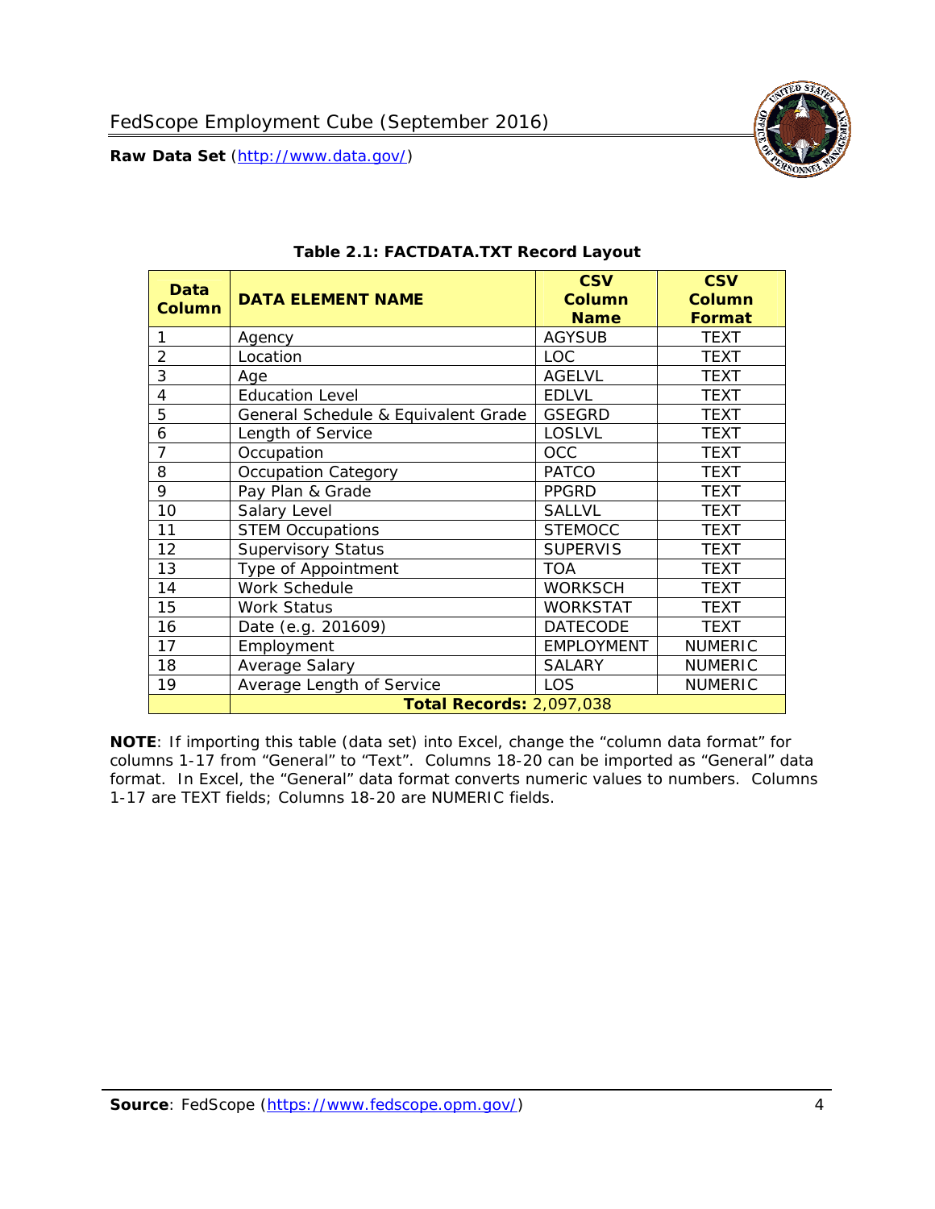## Table 2.1: FACTDATA.TXT Record Layout

| Data Column | DATA ELEMENT NAME | CSV Column Name | CSV Column Format |
|---|---|---|---|
| 1 | Agency | AGYSUB | TEXT |
| 2 | Location | LOC | TEXT |
| 3 | Age | AGELVL | TEXT |
| 4 | Education Level | EDLVL | TEXT |
| 5 | General Schedule & Equivalent Grade | GSEGRD | TEXT |
| 6 | Length of Service | LOSLVL | TEXT |
| 7 | Occupation | OCC | TEXT |
| 8 | Occupation Category | PATCO | TEXT |
| 9 | Pay Plan & Grade | PPGRD | TEXT |
| 10 | Salary Level | SALLVL | TEXT |
| 11 | STEM Occupations | STEMOCC | TEXT |
| 12 | Supervisory Status | SUPERVIS | TEXT |
| 13 | Type of Appointment | TOA | TEXT |
| 14 | Work Schedule | WORKSCH | TEXT |
| 15 | Work Status | WORKSTAT | TEXT |
| 16 | Date (e.g. 201609) | DATECODE | TEXT |
| 17 | Employment | EMPLOYMENT | NUMERIC |
| 18 | Average Salary | SALARY | NUMERIC |
| 19 | Average Length of Service | LOS | NUMERIC |
| | **Total Records:** 2,097,038 | | |

**NOTE**: If importing this table (data set) into Excel, change the "column data format" for columns 1-17 from "General" to "Text". Columns 18-20 can be imported as "General" data format. In Excel, the "General" data format converts numeric values to numbers. Columns 1-17 are TEXT fields; Columns 18-20 are NUMERIC fields.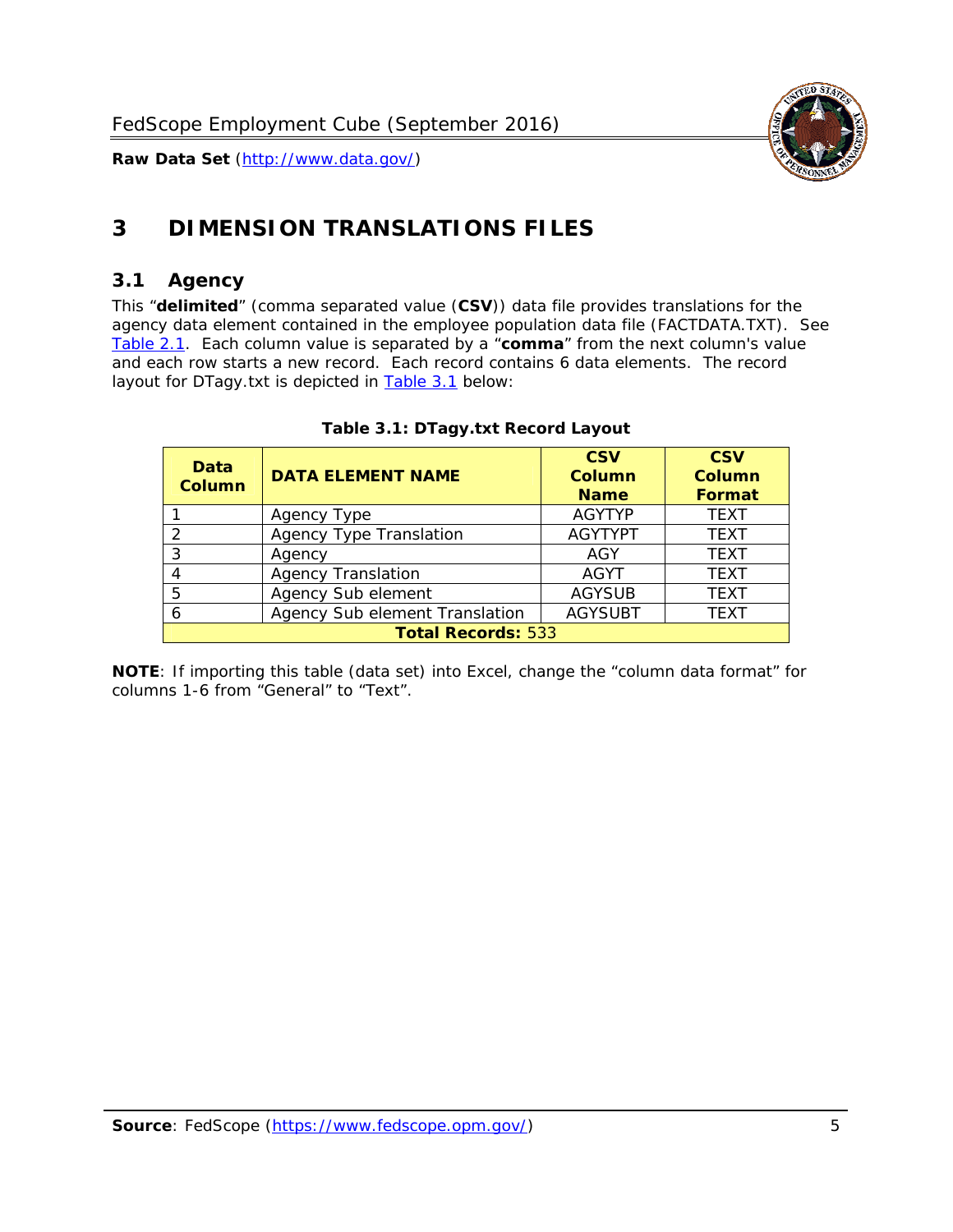# 3 DIMENSION TRANSLATIONS FILES

## 3.1 Agency

This "**delimited**" (comma separated value (**CSV**)) data file provides translations for the agency data element contained in the employee population data file (FACTDATA.TXT). See Table 2.1. Each column value is separated by a "**comma**" from the next column's value and each row starts a new record. Each record contains 6 data elements. The record layout for DTagy.txt is depicted in Table 3.1 below:

**Table 3.1: DTagy.txt Record Layout**

| Data Column | DATA ELEMENT NAME | CSV Column Name | CSV Column Format |
|---|---|---|---|
| 1 | Agency Type | AGYTYP | TEXT |
| 2 | Agency Type Translation | AGYTYPT | TEXT |
| 3 | Agency | AGY | TEXT |
| 4 | Agency Translation | AGYT | TEXT |
| 5 | Agency Sub element | AGYSUB | TEXT |
| 6 | Agency Sub element Translation | AGYSUBT | TEXT |
| **Total Records:** 533 | | | |

**NOTE**: If importing this table (data set) into Excel, change the "column data format" for columns 1-6 from "General" to "Text".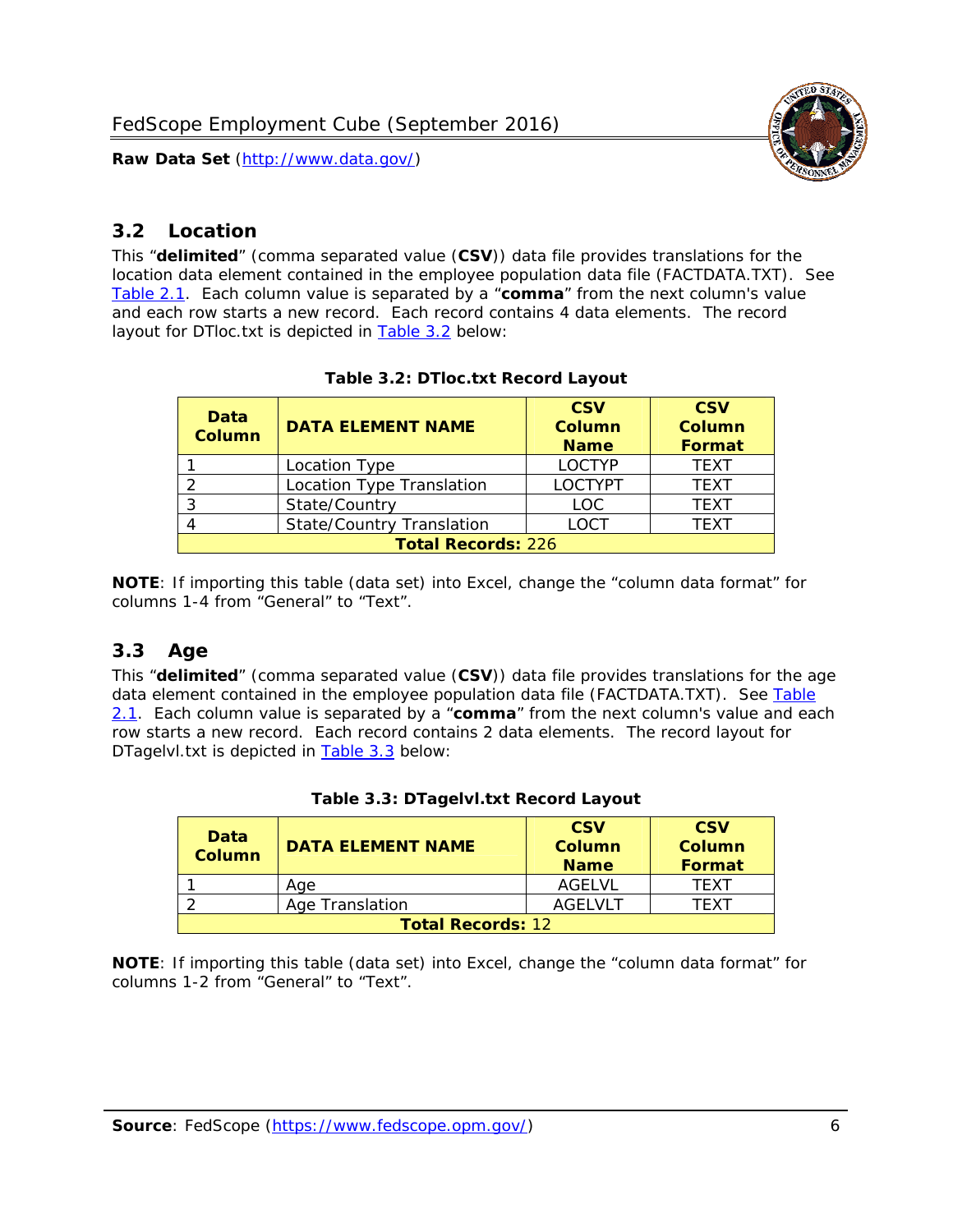## 3.2 Location

This "**delimited**" (comma separated value (**CSV**)) data file provides translations for the location data element contained in the employee population data file (FACTDATA.TXT). See Table 2.1. Each column value is separated by a "**comma**" from the next column's value and each row starts a new record. Each record contains 4 data elements. The record layout for DTloc.txt is depicted in Table 3.2 below:

**Table 3.2: DTloc.txt Record Layout**

| Data Column | DATA ELEMENT NAME | CSV Column Name | CSV Column Format |
|---|---|---|---|
| 1 | Location Type | LOCTYP | TEXT |
| 2 | Location Type Translation | LOCTYPT | TEXT |
| 3 | State/Country | LOC | TEXT |
| 4 | State/Country Translation | LOCT | TEXT |
| **Total Records:** 226 | | | |

**NOTE**: If importing this table (data set) into Excel, change the "column data format" for columns 1-4 from "General" to "Text".

## 3.3 Age

This "**delimited**" (comma separated value (**CSV**)) data file provides translations for the age data element contained in the employee population data file (FACTDATA.TXT). See Table 2.1. Each column value is separated by a "**comma**" from the next column's value and each row starts a new record. Each record contains 2 data elements. The record layout for DTagelvl.txt is depicted in Table 3.3 below:

**Table 3.3: DTagelvl.txt Record Layout**

| Data Column | DATA ELEMENT NAME | CSV Column Name | CSV Column Format |
|---|---|---|---|
| 1 | Age | AGELVL | TEXT |
| 2 | Age Translation | AGELVLT | TEXT |
| **Total Records:** 12 | | | |

**NOTE**: If importing this table (data set) into Excel, change the "column data format" for columns 1-2 from "General" to "Text".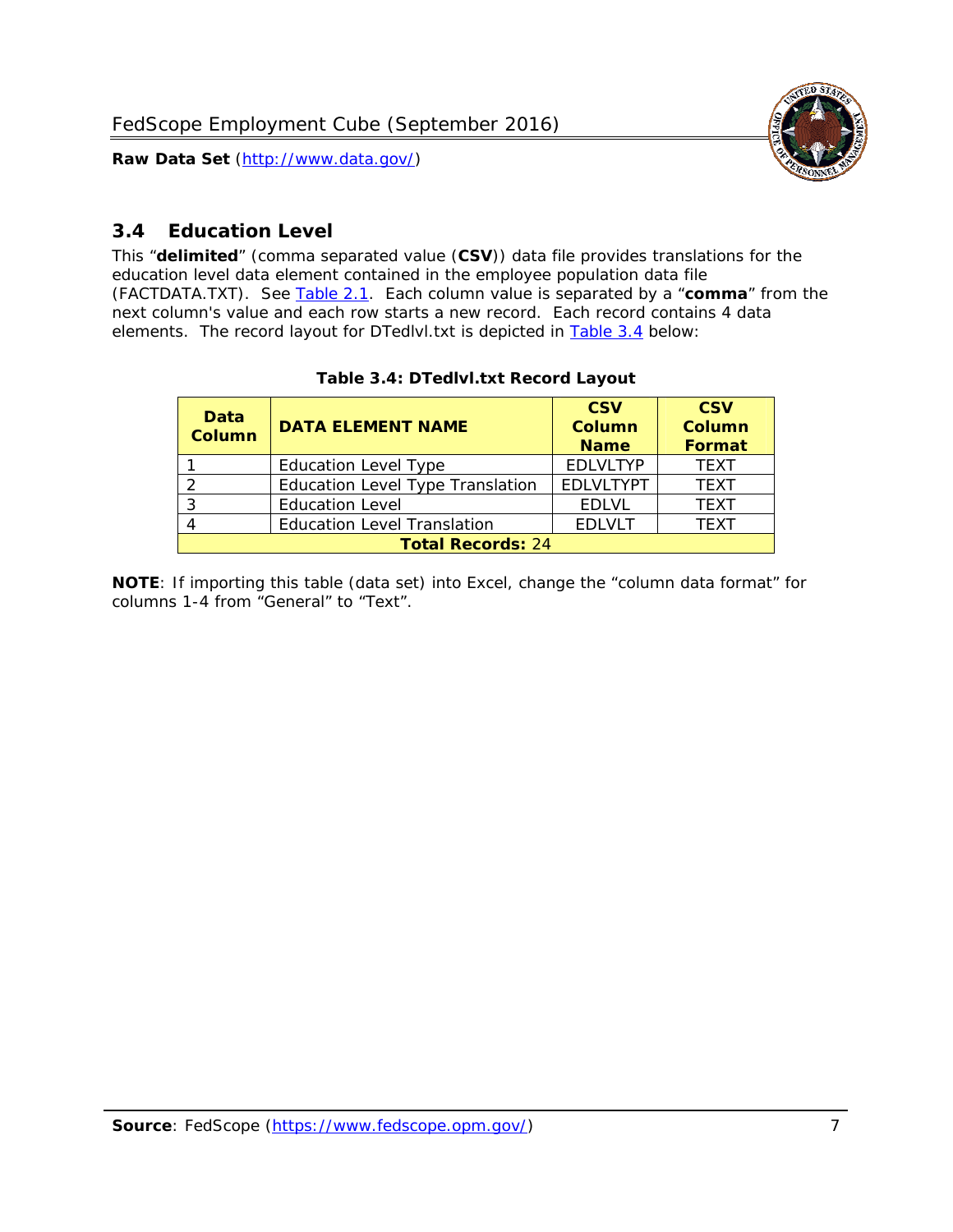## 3.4 Education Level

This "**delimited**" (comma separated value (**CSV**)) data file provides translations for the education level data element contained in the employee population data file (FACTDATA.TXT). See Table 2.1. Each column value is separated by a "**comma**" from the next column's value and each row starts a new record. Each record contains 4 data elements. The record layout for DTedlvl.txt is depicted in Table 3.4 below:

**Table 3.4: DTedlvl.txt Record Layout**

| Data Column | DATA ELEMENT NAME | CSV Column Name | CSV Column Format |
|---|---|---|---|
| 1 | Education Level Type | EDLVLTYP | TEXT |
| 2 | Education Level Type Translation | EDLVLTYPT | TEXT |
| 3 | Education Level | EDLVL | TEXT |
| 4 | Education Level Translation | EDLVLT | TEXT |
| **Total Records:** 24 | | | |

**NOTE**: If importing this table (data set) into Excel, change the "column data format" for columns 1-4 from "General" to "Text".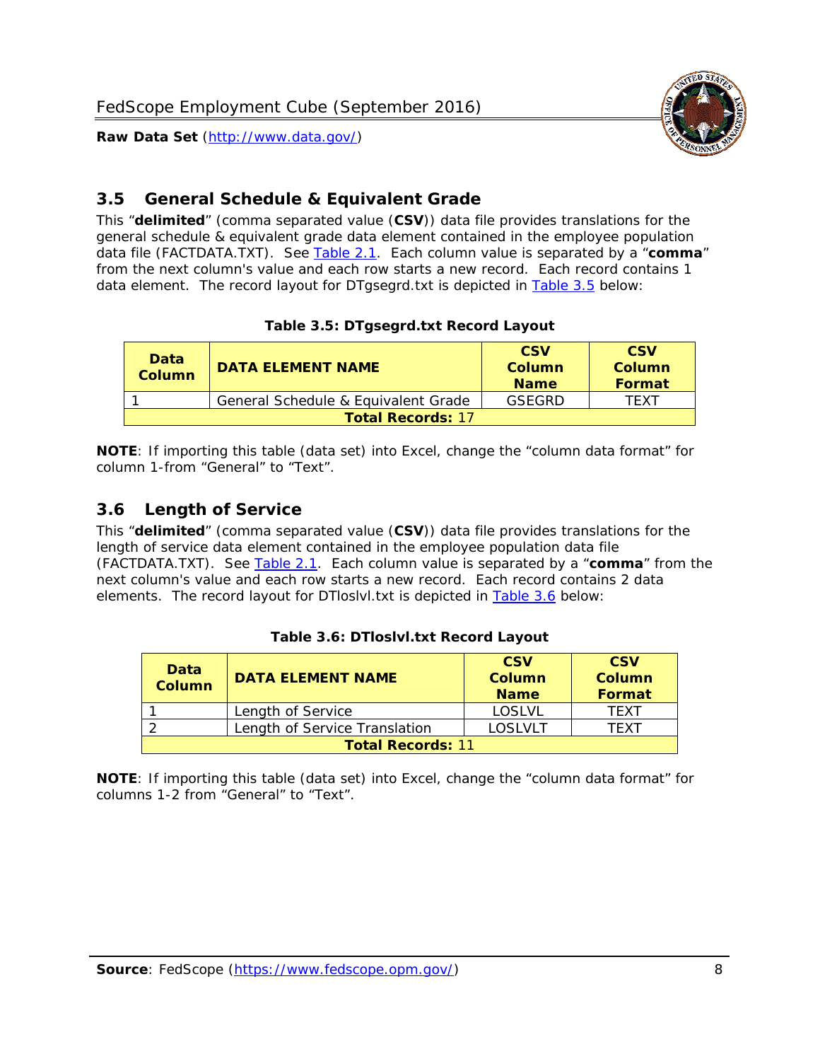## 3.5 General Schedule & Equivalent Grade

This "**delimited**" (comma separated value (**CSV**)) data file provides translations for the general schedule & equivalent grade data element contained in the employee population data file (FACTDATA.TXT). See Table 2.1. Each column value is separated by a "**comma**" from the next column's value and each row starts a new record. Each record contains 1 data element. The record layout for DTgsegrd.txt is depicted in Table 3.5 below:

**Table 3.5: DTgsegrd.txt Record Layout**

| Data Column | DATA ELEMENT NAME | CSV Column Name | CSV Column Format |
|---|---|---|---|
| 1 | General Schedule & Equivalent Grade | GSEGRD | TEXT |
| **Total Records:** 17 | | | |

**NOTE**: If importing this table (data set) into Excel, change the "column data format" for column 1-from "General" to "Text".

## 3.6 Length of Service

This "**delimited**" (comma separated value (**CSV**)) data file provides translations for the length of service data element contained in the employee population data file (FACTDATA.TXT). See Table 2.1. Each column value is separated by a "**comma**" from the next column's value and each row starts a new record. Each record contains 2 data elements. The record layout for DTloslvl.txt is depicted in Table 3.6 below:

**Table 3.6: DTloslvl.txt Record Layout**

| Data Column | DATA ELEMENT NAME | CSV Column Name | CSV Column Format |
|---|---|---|---|
| 1 | Length of Service | LOSLVL | TEXT |
| 2 | Length of Service Translation | LOSLVLT | TEXT |
| **Total Records:** 11 | | | |

**NOTE**: If importing this table (data set) into Excel, change the "column data format" for columns 1-2 from "General" to "Text".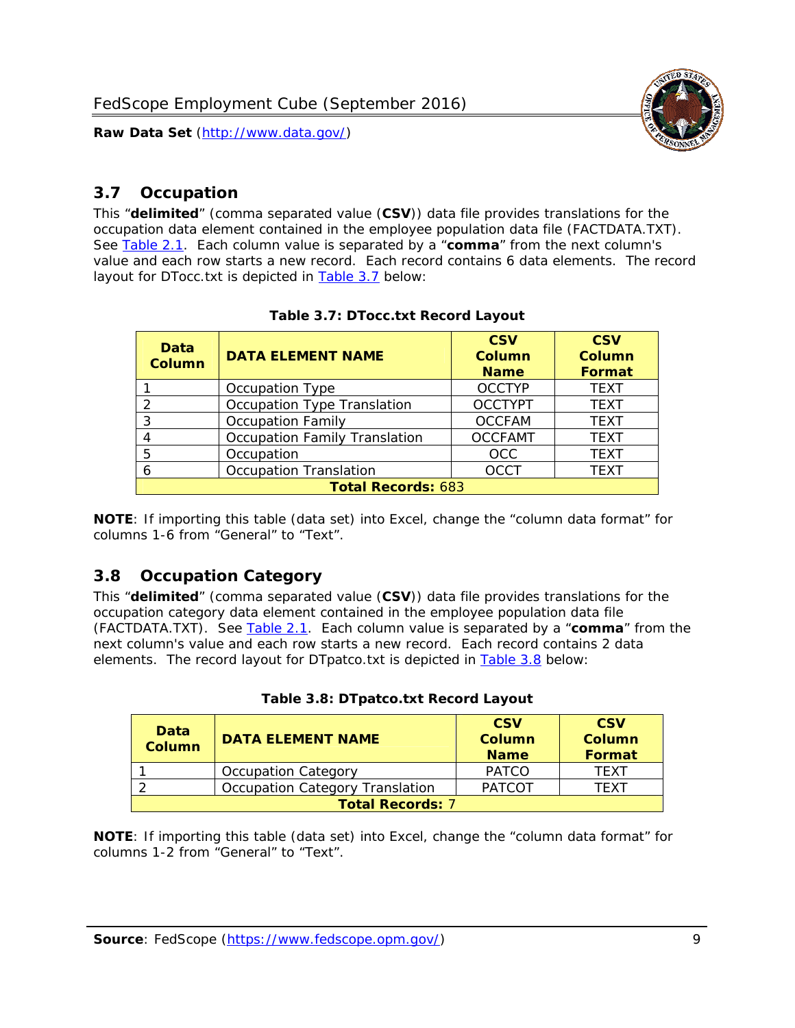## 3.7 Occupation

This "**delimited**" (comma separated value (**CSV**)) data file provides translations for the occupation data element contained in the employee population data file (FACTDATA.TXT). See Table 2.1. Each column value is separated by a "**comma**" from the next column's value and each row starts a new record. Each record contains 6 data elements. The record layout for DTocc.txt is depicted in Table 3.7 below:

**Table 3.7: DTocc.txt Record Layout**

| Data Column | DATA ELEMENT NAME | CSV Column Name | CSV Column Format |
|---|---|---|---|
| 1 | Occupation Type | OCCTYP | TEXT |
| 2 | Occupation Type Translation | OCCTYPT | TEXT |
| 3 | Occupation Family | OCCFAM | TEXT |
| 4 | Occupation Family Translation | OCCFAMT | TEXT |
| 5 | Occupation | OCC | TEXT |
| 6 | Occupation Translation | OCCT | TEXT |
| **Total Records:** 683 | | | |

**NOTE**: If importing this table (data set) into Excel, change the "column data format" for columns 1-6 from "General" to "Text".

## 3.8 Occupation Category

This "**delimited**" (comma separated value (**CSV**)) data file provides translations for the occupation category data element contained in the employee population data file (FACTDATA.TXT). See Table 2.1. Each column value is separated by a "**comma**" from the next column's value and each row starts a new record. Each record contains 2 data elements. The record layout for DTpatco.txt is depicted in Table 3.8 below:

**Table 3.8: DTpatco.txt Record Layout**

| Data Column | DATA ELEMENT NAME | CSV Column Name | CSV Column Format |
|---|---|---|---|
| 1 | Occupation Category | PATCO | TEXT |
| 2 | Occupation Category Translation | PATCOT | TEXT |
| **Total Records:** 7 | | | |

**NOTE**: If importing this table (data set) into Excel, change the "column data format" for columns 1-2 from "General" to "Text".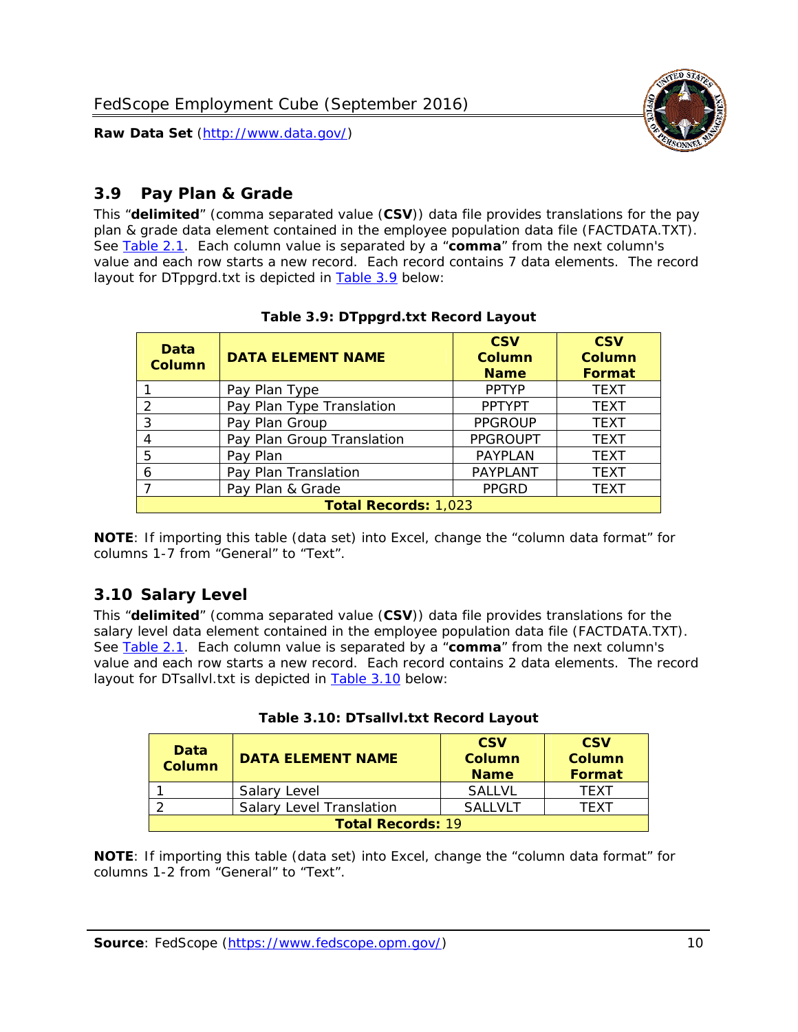## 3.9 Pay Plan & Grade

This "**delimited**" (comma separated value (**CSV**)) data file provides translations for the pay plan & grade data element contained in the employee population data file (FACTDATA.TXT). See Table 2.1. Each column value is separated by a "**comma**" from the next column's value and each row starts a new record. Each record contains 7 data elements. The record layout for DTppgrd.txt is depicted in Table 3.9 below:

**Table 3.9: DTppgrd.txt Record Layout**

| Data Column | DATA ELEMENT NAME | CSV Column Name | CSV Column Format |
|---|---|---|---|
| 1 | Pay Plan Type | PPTYP | TEXT |
| 2 | Pay Plan Type Translation | PPTYPT | TEXT |
| 3 | Pay Plan Group | PPGROUP | TEXT |
| 4 | Pay Plan Group Translation | PPGROUPT | TEXT |
| 5 | Pay Plan | PAYPLAN | TEXT |
| 6 | Pay Plan Translation | PAYPLANT | TEXT |
| 7 | Pay Plan & Grade | PPGRD | TEXT |
| **Total Records:** 1,023 | | | |

**NOTE**: If importing this table (data set) into Excel, change the "column data format" for columns 1-7 from "General" to "Text".

## 3.10 Salary Level

This "**delimited**" (comma separated value (**CSV**)) data file provides translations for the salary level data element contained in the employee population data file (FACTDATA.TXT). See Table 2.1. Each column value is separated by a "**comma**" from the next column's value and each row starts a new record. Each record contains 2 data elements. The record layout for DTsallvl.txt is depicted in Table 3.10 below:

**Table 3.10: DTsallvl.txt Record Layout**

| Data Column | DATA ELEMENT NAME | CSV Column Name | CSV Column Format |
|---|---|---|---|
| 1 | Salary Level | SALLVL | TEXT |
| 2 | Salary Level Translation | SALLVLT | TEXT |
| **Total Records:** 19 | | | |

**NOTE**: If importing this table (data set) into Excel, change the "column data format" for columns 1-2 from "General" to "Text".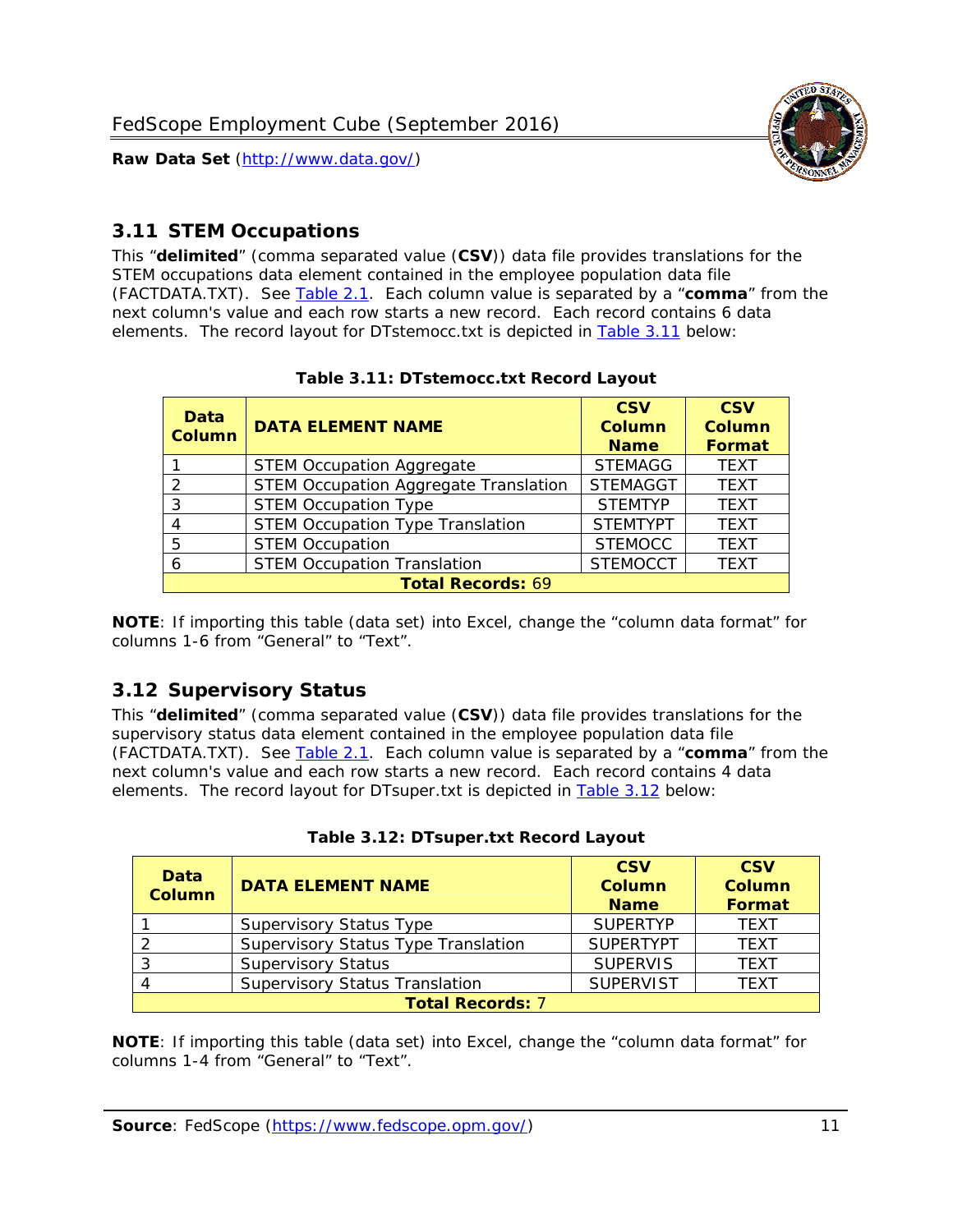## 3.11 STEM Occupations

This "**delimited**" (comma separated value (**CSV**)) data file provides translations for the STEM occupations data element contained in the employee population data file (FACTDATA.TXT). See Table 2.1. Each column value is separated by a "**comma**" from the next column's value and each row starts a new record. Each record contains 6 data elements. The record layout for DTstemocc.txt is depicted in Table 3.11 below:

**Table 3.11: DTstemocc.txt Record Layout**

| Data Column | DATA ELEMENT NAME | CSV Column Name | CSV Column Format |
|---|---|---|---|
| 1 | STEM Occupation Aggregate | STEMAGG | TEXT |
| 2 | STEM Occupation Aggregate Translation | STEMAGGT | TEXT |
| 3 | STEM Occupation Type | STEMTYP | TEXT |
| 4 | STEM Occupation Type Translation | STEMTYPT | TEXT |
| 5 | STEM Occupation | STEMOCC | TEXT |
| 6 | STEM Occupation Translation | STEMOCCT | TEXT |
| **Total Records: 69** | | | |

**NOTE**: If importing this table (data set) into Excel, change the "column data format" for columns 1-6 from "General" to "Text".

## 3.12 Supervisory Status

This "**delimited**" (comma separated value (**CSV**)) data file provides translations for the supervisory status data element contained in the employee population data file (FACTDATA.TXT). See Table 2.1. Each column value is separated by a "**comma**" from the next column's value and each row starts a new record. Each record contains 4 data elements. The record layout for DTsuper.txt is depicted in Table 3.12 below:

**Table 3.12: DTsuper.txt Record Layout**

| Data Column | DATA ELEMENT NAME | CSV Column Name | CSV Column Format |
|---|---|---|---|
| 1 | Supervisory Status Type | SUPERTYP | TEXT |
| 2 | Supervisory Status Type Translation | SUPERTYPT | TEXT |
| 3 | Supervisory Status | SUPERVIS | TEXT |
| 4 | Supervisory Status Translation | SUPERVIST | TEXT |
| **Total Records: 7** | | | |

**NOTE**: If importing this table (data set) into Excel, change the "column data format" for columns 1-4 from "General" to "Text".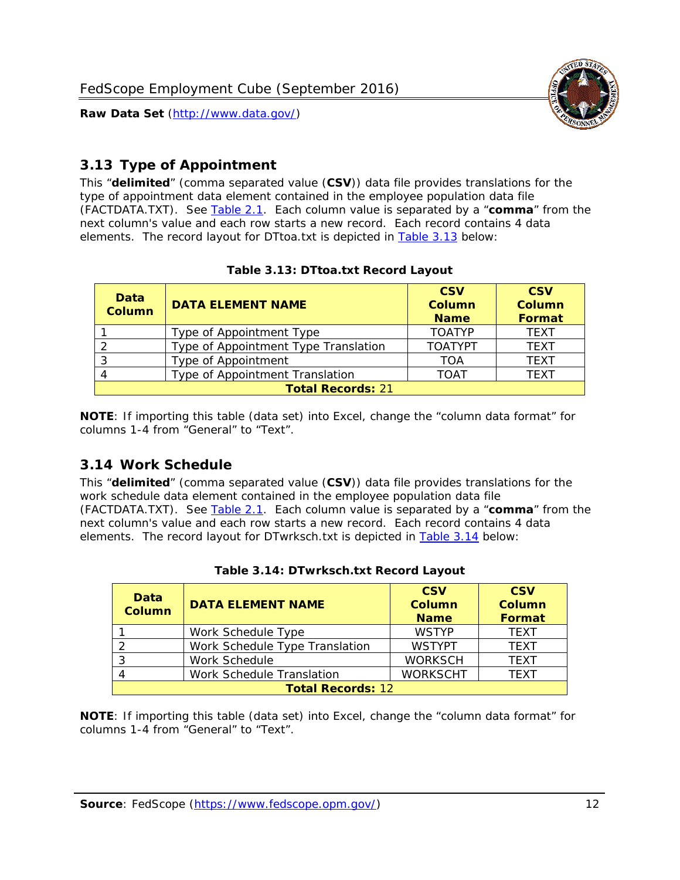## 3.13 Type of Appointment

This "**delimited**" (comma separated value (**CSV**)) data file provides translations for the type of appointment data element contained in the employee population data file (FACTDATA.TXT). See Table 2.1. Each column value is separated by a "**comma**" from the next column's value and each row starts a new record. Each record contains 4 data elements. The record layout for DTtoa.txt is depicted in Table 3.13 below:

**Table 3.13: DTtoa.txt Record Layout**

| Data Column | DATA ELEMENT NAME | CSV Column Name | CSV Column Format |
|---|---|---|---|
| 1 | Type of Appointment Type | TOATYP | TEXT |
| 2 | Type of Appointment Type Translation | TOATYPT | TEXT |
| 3 | Type of Appointment | TOA | TEXT |
| 4 | Type of Appointment Translation | TOAT | TEXT |
| **Total Records: 21** | | | |

**NOTE**: If importing this table (data set) into Excel, change the "column data format" for columns 1-4 from "General" to "Text".

## 3.14 Work Schedule

This "**delimited**" (comma separated value (**CSV**)) data file provides translations for the work schedule data element contained in the employee population data file (FACTDATA.TXT). See Table 2.1. Each column value is separated by a "**comma**" from the next column's value and each row starts a new record. Each record contains 4 data elements. The record layout for DTwrksch.txt is depicted in Table 3.14 below:

**Table 3.14: DTwrksch.txt Record Layout**

| Data Column | DATA ELEMENT NAME | CSV Column Name | CSV Column Format |
|---|---|---|---|
| 1 | Work Schedule Type | WSTYP | TEXT |
| 2 | Work Schedule Type Translation | WSTYPT | TEXT |
| 3 | Work Schedule | WORKSCH | TEXT |
| 4 | Work Schedule Translation | WORKSCHT | TEXT |
| **Total Records: 12** | | | |

**NOTE**: If importing this table (data set) into Excel, change the "column data format" for columns 1-4 from "General" to "Text".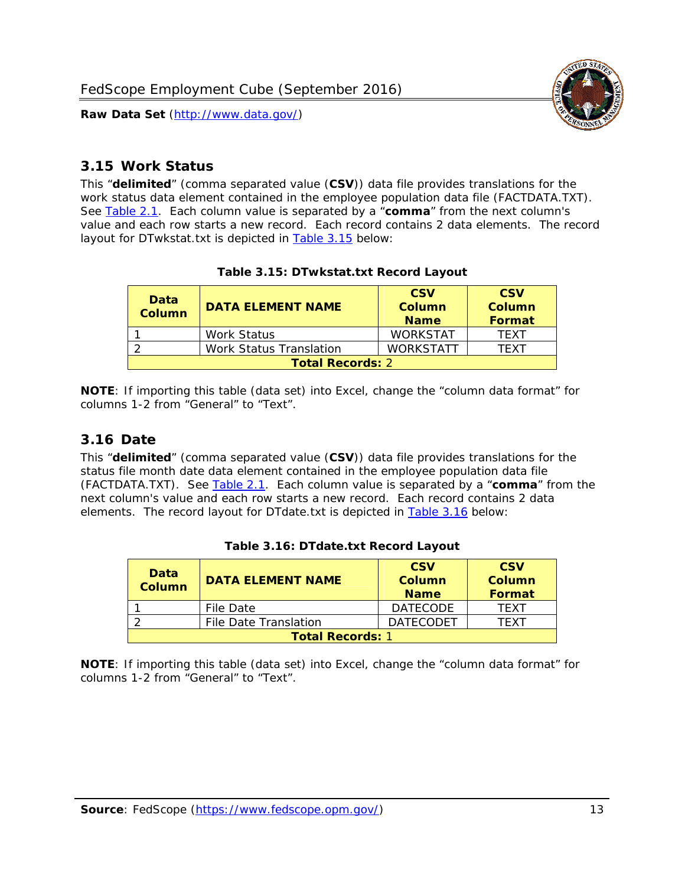## 3.15 Work Status

This “**delimited**” (comma separated value (**CSV**)) data file provides translations for the work status data element contained in the employee population data file (FACTDATA.TXT). See Table 2.1. Each column value is separated by a “**comma**” from the next column's value and each row starts a new record. Each record contains 2 data elements. The record layout for DTwkstat.txt is depicted in Table 3.15 below:

**Table 3.15: DTwkstat.txt Record Layout**

| Data Column | DATA ELEMENT NAME | CSV Column Name | CSV Column Format |
|---|---|---|---|
| 1 | Work Status | WORKSTAT | TEXT |
| 2 | Work Status Translation | WORKSTATT | TEXT |
| **Total Records:** 2 | | | |

**NOTE**: If importing this table (data set) into Excel, change the “column data format” for columns 1-2 from “General” to “Text”.

## 3.16 Date

This “**delimited**” (comma separated value (**CSV**)) data file provides translations for the status file month date data element contained in the employee population data file (FACTDATA.TXT). See Table 2.1. Each column value is separated by a “**comma**” from the next column's value and each row starts a new record. Each record contains 2 data elements. The record layout for DTdate.txt is depicted in Table 3.16 below:

**Table 3.16: DTdate.txt Record Layout**

| Data Column | DATA ELEMENT NAME | CSV Column Name | CSV Column Format |
|---|---|---|---|
| 1 | File Date | DATECODE | TEXT |
| 2 | File Date Translation | DATECODET | TEXT |
| **Total Records:** 1 | | | |

**NOTE**: If importing this table (data set) into Excel, change the “column data format” for columns 1-2 from “General” to “Text”.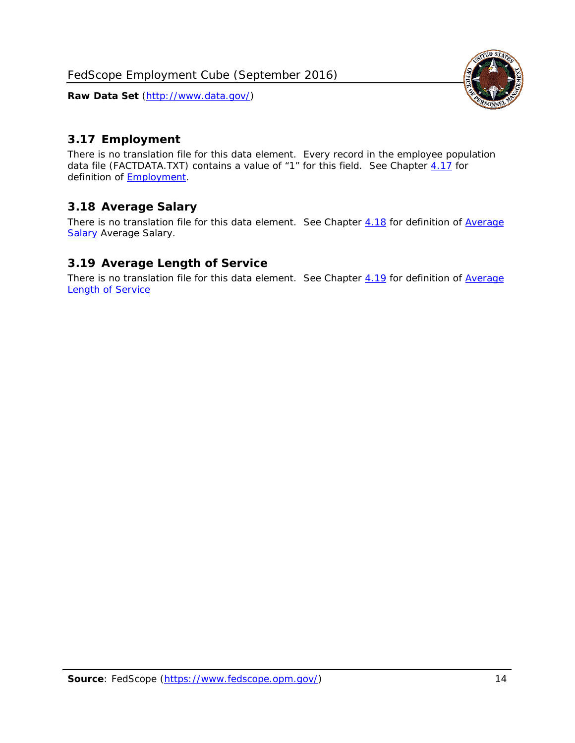## 3.17 Employment

There is no translation file for this data element. Every record in the employee population data file (FACTDATA.TXT) contains a value of "1" for this field. See Chapter 4.17 for definition of Employment.

## 3.18 Average Salary

There is no translation file for this data element. See Chapter 4.18 for definition of Average Salary Average Salary.

## 3.19 Average Length of Service

There is no translation file for this data element. See Chapter 4.19 for definition of Average Length of Service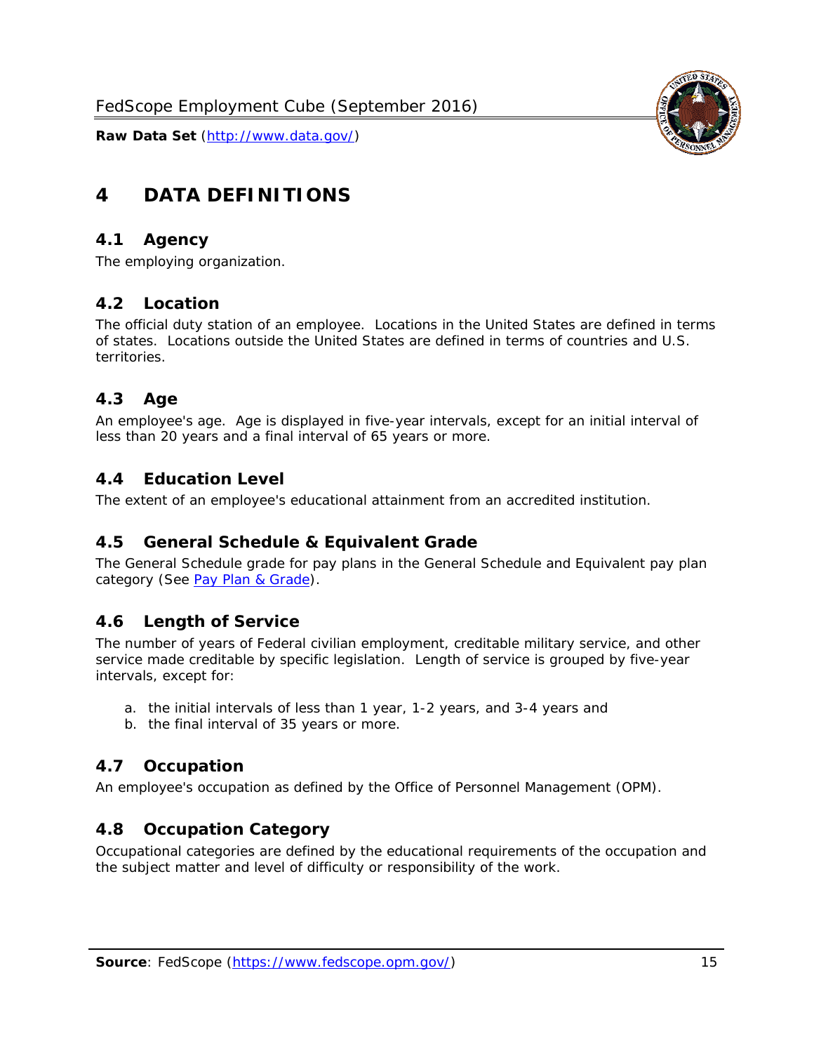# 4 DATA DEFINITIONS

## 4.1 Agency

The employing organization.

## 4.2 Location

The official duty station of an employee. Locations in the United States are defined in terms of states. Locations outside the United States are defined in terms of countries and U.S. territories.

## 4.3 Age

An employee's age. Age is displayed in five-year intervals, except for an initial interval of less than 20 years and a final interval of 65 years or more.

## 4.4 Education Level

The extent of an employee's educational attainment from an accredited institution.

## 4.5 General Schedule & Equivalent Grade

The General Schedule grade for pay plans in the General Schedule and Equivalent pay plan category (See Pay Plan & Grade).

## 4.6 Length of Service

The number of years of Federal civilian employment, creditable military service, and other service made creditable by specific legislation. Length of service is grouped by five-year intervals, except for:

a. the initial intervals of less than 1 year, 1-2 years, and 3-4 years and
b. the final interval of 35 years or more.

## 4.7 Occupation

An employee's occupation as defined by the Office of Personnel Management (OPM).

## 4.8 Occupation Category

Occupational categories are defined by the educational requirements of the occupation and the subject matter and level of difficulty or responsibility of the work.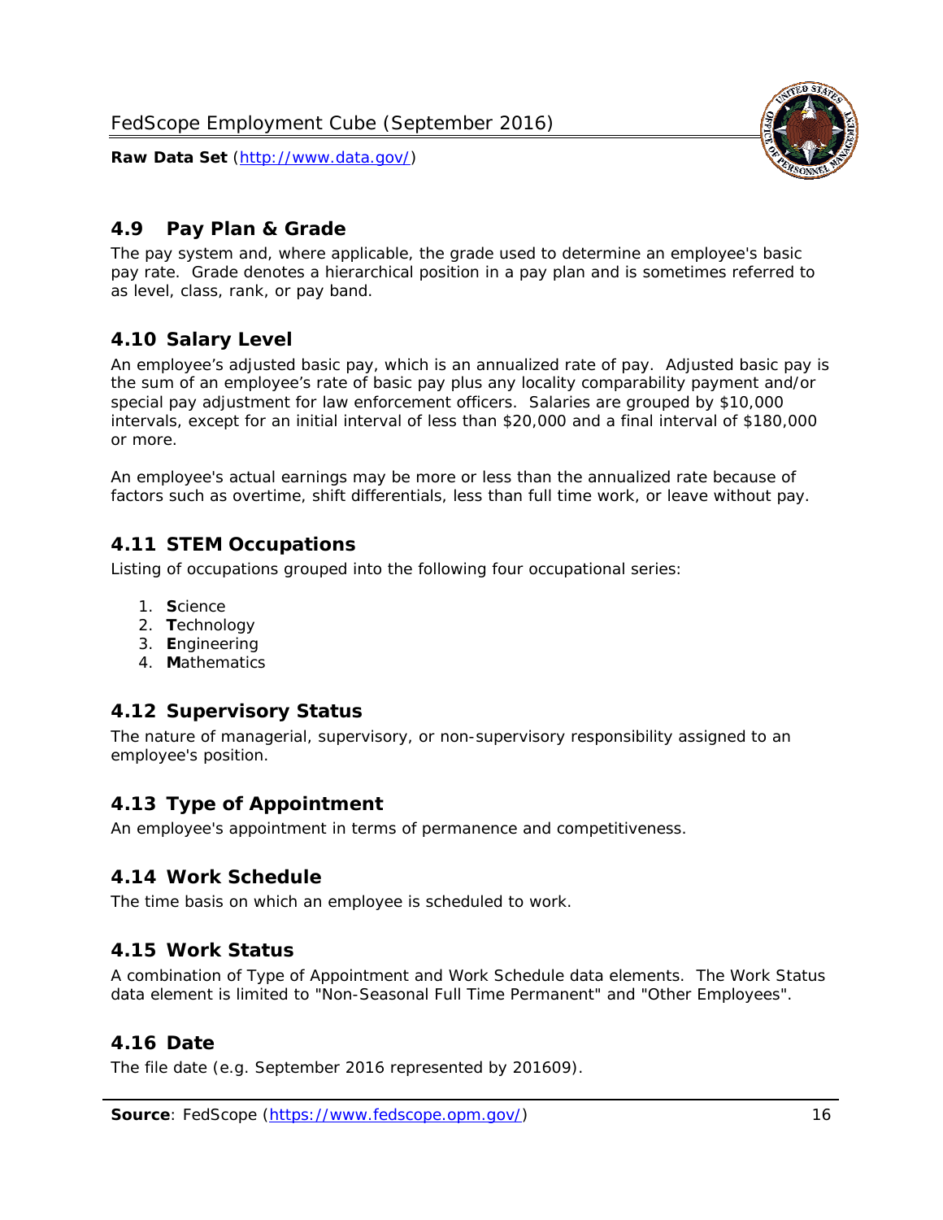## 4.9 Pay Plan & Grade

The pay system and, where applicable, the grade used to determine an employee's basic pay rate. Grade denotes a hierarchical position in a pay plan and is sometimes referred to as level, class, rank, or pay band.

## 4.10 Salary Level

An employee's adjusted basic pay, which is an annualized rate of pay. Adjusted basic pay is the sum of an employee's rate of basic pay plus any locality comparability payment and/or special pay adjustment for law enforcement officers. Salaries are grouped by $10,000 intervals, except for an initial interval of less than $20,000 and a final interval of $180,000 or more.

An employee's actual earnings may be more or less than the annualized rate because of factors such as overtime, shift differentials, less than full time work, or leave without pay.

## 4.11 STEM Occupations

Listing of occupations grouped into the following four occupational series:

1. **S**cience
2. **T**echnology
3. **E**ngineering
4. **M**athematics

## 4.12 Supervisory Status

The nature of managerial, supervisory, or non-supervisory responsibility assigned to an employee's position.

## 4.13 Type of Appointment

An employee's appointment in terms of permanence and competitiveness.

## 4.14 Work Schedule

The time basis on which an employee is scheduled to work.

## 4.15 Work Status

A combination of Type of Appointment and Work Schedule data elements. The Work Status data element is limited to "Non-Seasonal Full Time Permanent" and "Other Employees".

## 4.16 Date

The file date (e.g. September 2016 represented by 201609).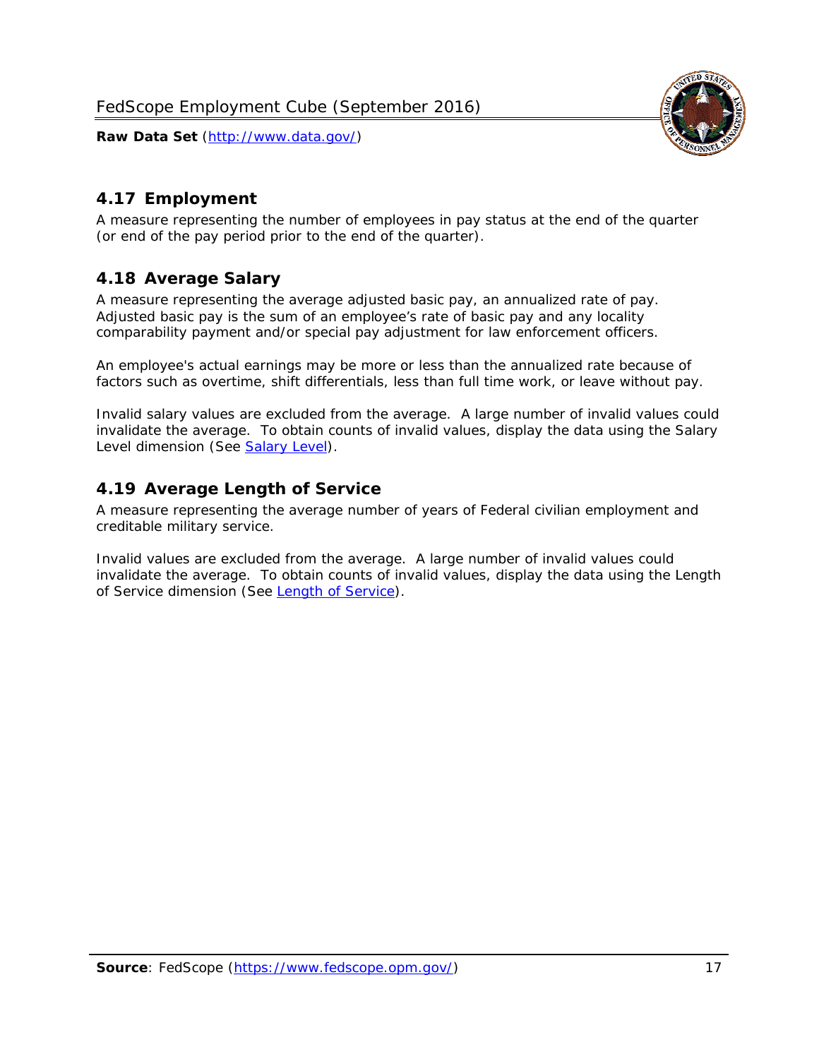## 4.17 Employment

A measure representing the number of employees in pay status at the end of the quarter (or end of the pay period prior to the end of the quarter).

## 4.18 Average Salary

A measure representing the average adjusted basic pay, an annualized rate of pay. Adjusted basic pay is the sum of an employee's rate of basic pay and any locality comparability payment and/or special pay adjustment for law enforcement officers.

An employee's actual earnings may be more or less than the annualized rate because of factors such as overtime, shift differentials, less than full time work, or leave without pay.

Invalid salary values are excluded from the average. A large number of invalid values could invalidate the average. To obtain counts of invalid values, display the data using the Salary Level dimension (See Salary Level).

## 4.19 Average Length of Service

A measure representing the average number of years of Federal civilian employment and creditable military service.

Invalid values are excluded from the average. A large number of invalid values could invalidate the average. To obtain counts of invalid values, display the data using the Length of Service dimension (See Length of Service).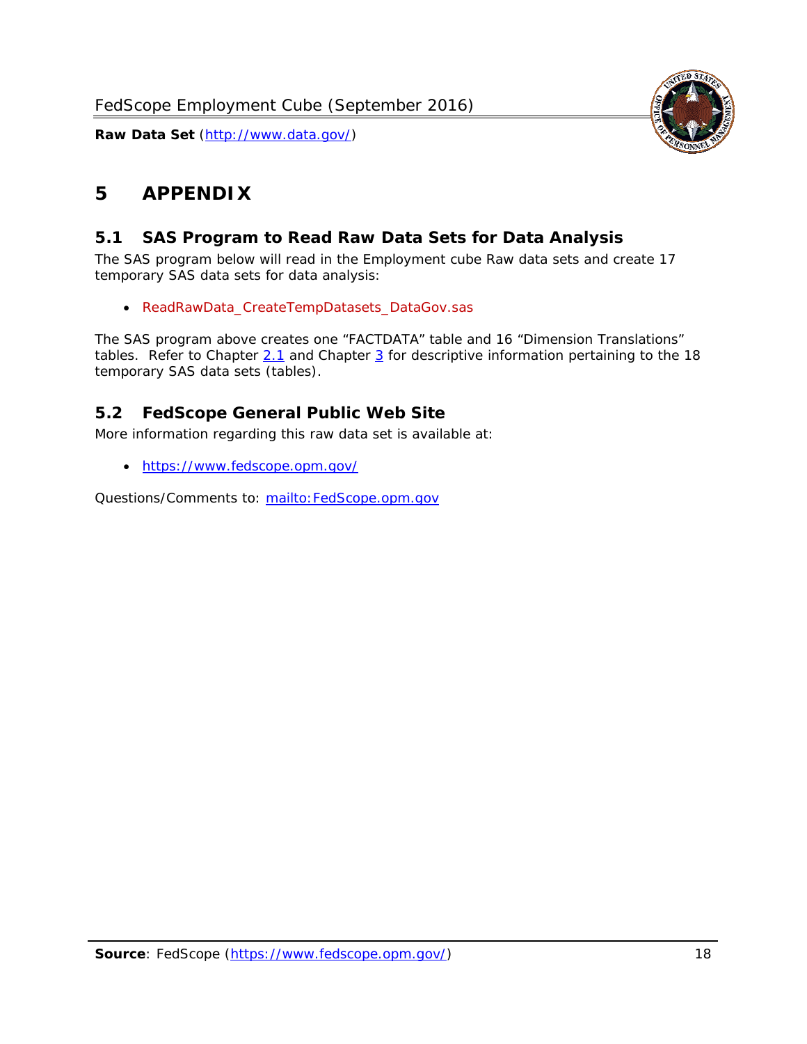# 5 APPENDIX

## 5.1 SAS Program to Read Raw Data Sets for Data Analysis

The SAS program below will read in the Employment cube Raw data sets and create 17 temporary SAS data sets for data analysis:

- ReadRawData_CreateTempDatasets_DataGov.sas

The SAS program above creates one "FACTDATA" table and 16 "Dimension Translations" tables. Refer to Chapter 2.1 and Chapter 3 for descriptive information pertaining to the 18 temporary SAS data sets (tables).

## 5.2 FedScope General Public Web Site

More information regarding this raw data set is available at:

- https://www.fedscope.opm.gov/

Questions/Comments to: mailto:FedScope.opm.gov